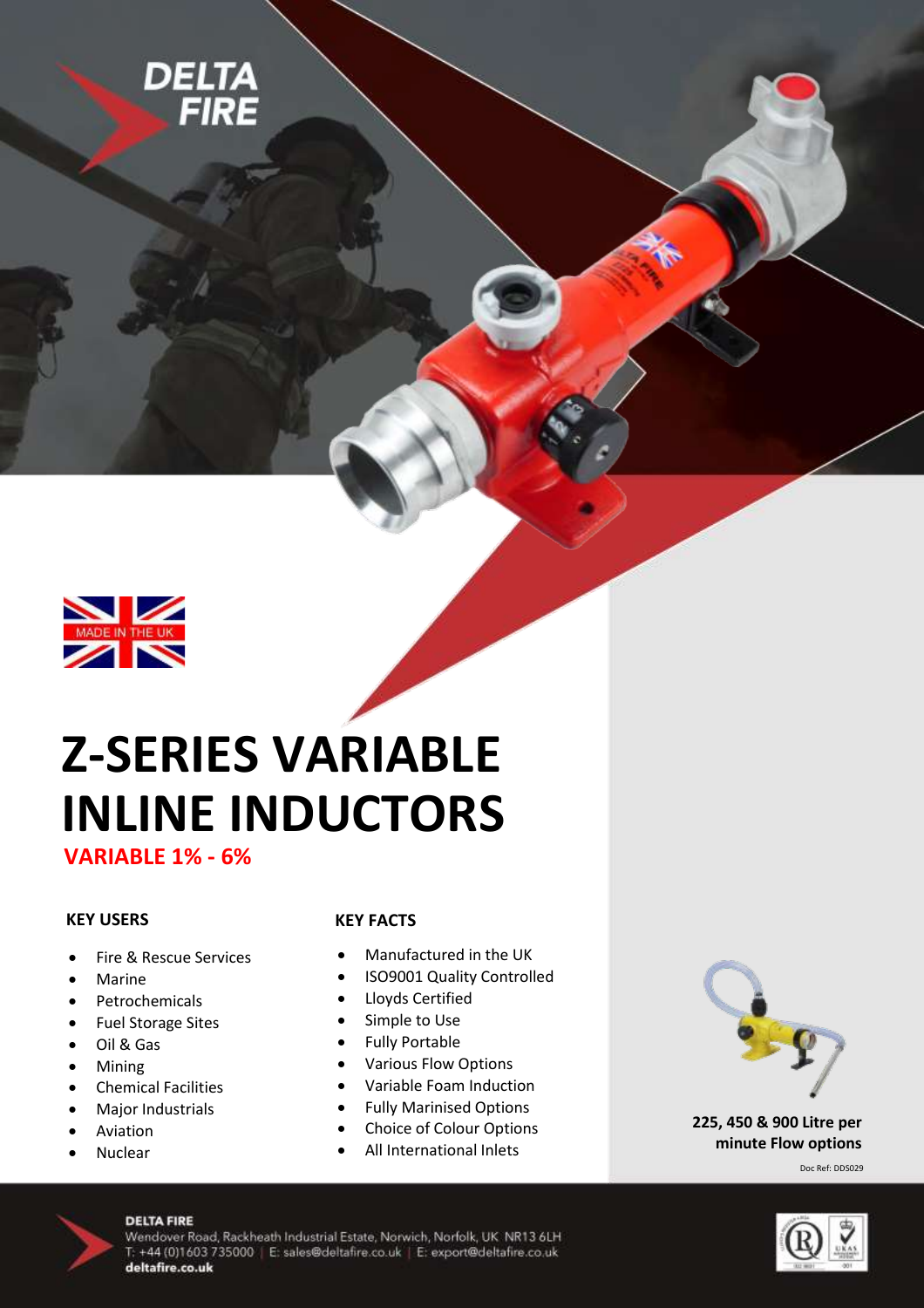DELTA FIRE

MADE IN THE UK

# Z-SERIES VARIABLE INLINE INDUCTORS

## VARIABLE 1% - 6%

### KEY USERS

- Fire & Rescue Services
- Marine
- Petrochemicals
- Fuel Storage Sites
- Oil & Gas
- Mining
- Chemical Facilities
- Major Industrials
- Aviation
- Nuclear

### KEY FACTS

- Manufactured in the UK
- ISO9001 Quality Controlled
- Lloyds Certified
- Simple to Use
- Fully Portable
- Various Flow Options
- Variable Foam Induction
- Fully Marinised Options
- Choice of Colour Options
- All International Inlets

**225, 450 & 900 Litre per minute Flow options**

Doc Ref: DDS029

**DELTA FIRE**
Wendover Road, Rackheath Industrial Estate, Norwich, Norfolk, UK NR13 6LH
T: +44 (0)1603 735000 | E: sales@deltafire.co.uk | E: export@deltafire.co.uk
**deltafire.co.uk**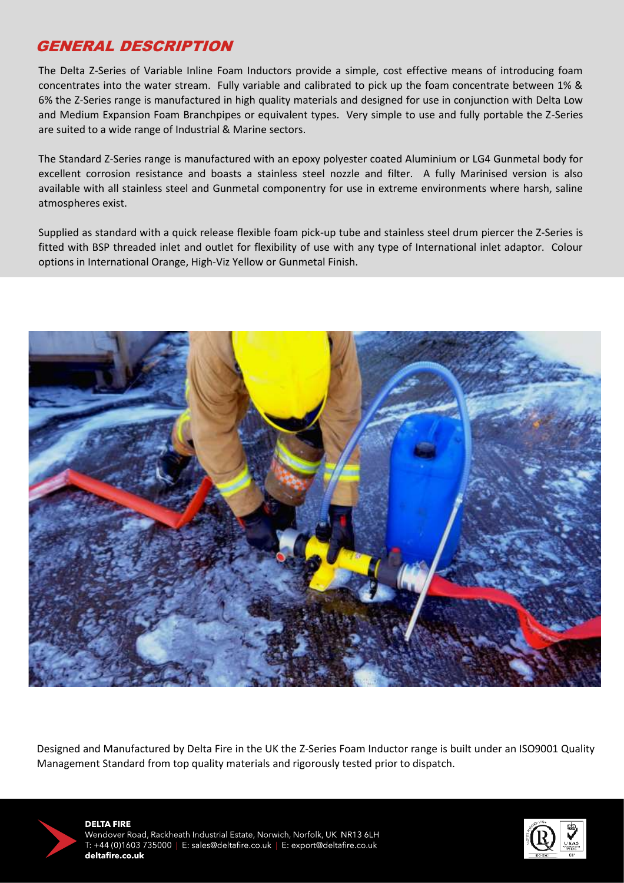## GENERAL DESCRIPTION

The Delta Z-Series of Variable Inline Foam Inductors provide a simple, cost effective means of introducing foam concentrates into the water stream. Fully variable and calibrated to pick up the foam concentrate between 1% & 6% the Z-Series range is manufactured in high quality materials and designed for use in conjunction with Delta Low and Medium Expansion Foam Branchpipes or equivalent types. Very simple to use and fully portable the Z-Series are suited to a wide range of Industrial & Marine sectors.

The Standard Z-Series range is manufactured with an epoxy polyester coated Aluminium or LG4 Gunmetal body for excellent corrosion resistance and boasts a stainless steel nozzle and filter. A fully Marinised version is also available with all stainless steel and Gunmetal componentry for use in extreme environments where harsh, saline atmospheres exist.

Supplied as standard with a quick release flexible foam pick-up tube and stainless steel drum piercer the Z-Series is fitted with BSP threaded inlet and outlet for flexibility of use with any type of International inlet adaptor. Colour options in International Orange, High-Viz Yellow or Gunmetal Finish.

Designed and Manufactured by Delta Fire in the UK the Z-Series Foam Inductor range is built under an ISO9001 Quality Management Standard from top quality materials and rigorously tested prior to dispatch.

**DELTA FIRE**
Wendover Road, Rackheath Industrial Estate, Norwich, Norfolk, UK NR13 6LH
T: +44 (0)1603 735000 | E: sales@deltafire.co.uk | E: export@deltafire.co.uk
**deltafire.co.uk**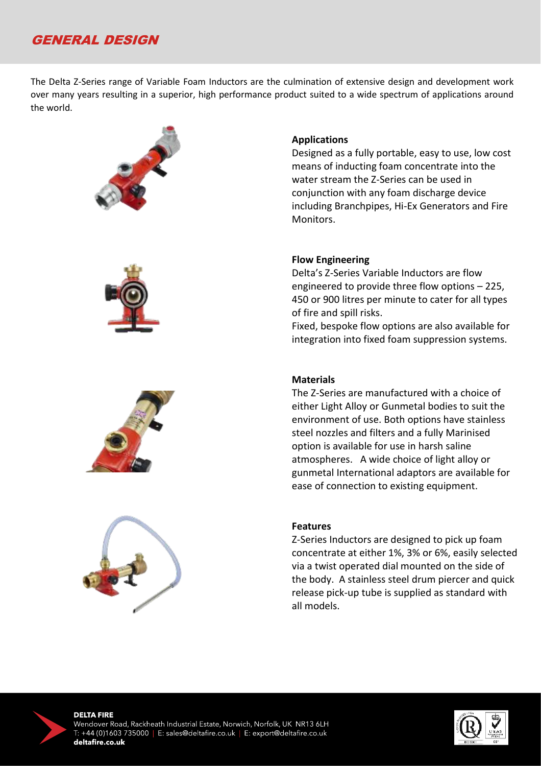# GENERAL DESIGN

The Delta Z-Series range of Variable Foam Inductors are the culmination of extensive design and development work over many years resulting in a superior, high performance product suited to a wide spectrum of applications around the world.

**Applications**

Designed as a fully portable, easy to use, low cost means of inducting foam concentrate into the water stream the Z-Series can be used in conjunction with any foam discharge device including Branchpipes, Hi-Ex Generators and Fire Monitors.

**Flow Engineering**

Delta's Z-Series Variable Inductors are flow engineered to provide three flow options – 225, 450 or 900 litres per minute to cater for all types of fire and spill risks.

Fixed, bespoke flow options are also available for integration into fixed foam suppression systems.

**Materials**

The Z-Series are manufactured with a choice of either Light Alloy or Gunmetal bodies to suit the environment of use. Both options have stainless steel nozzles and filters and a fully Marinised option is available for use in harsh saline atmospheres. A wide choice of light alloy or gunmetal International adaptors are available for ease of connection to existing equipment.

**Features**

Z-Series Inductors are designed to pick up foam concentrate at either 1%, 3% or 6%, easily selected via a twist operated dial mounted on the side of the body. A stainless steel drum piercer and quick release pick-up tube is supplied as standard with all models.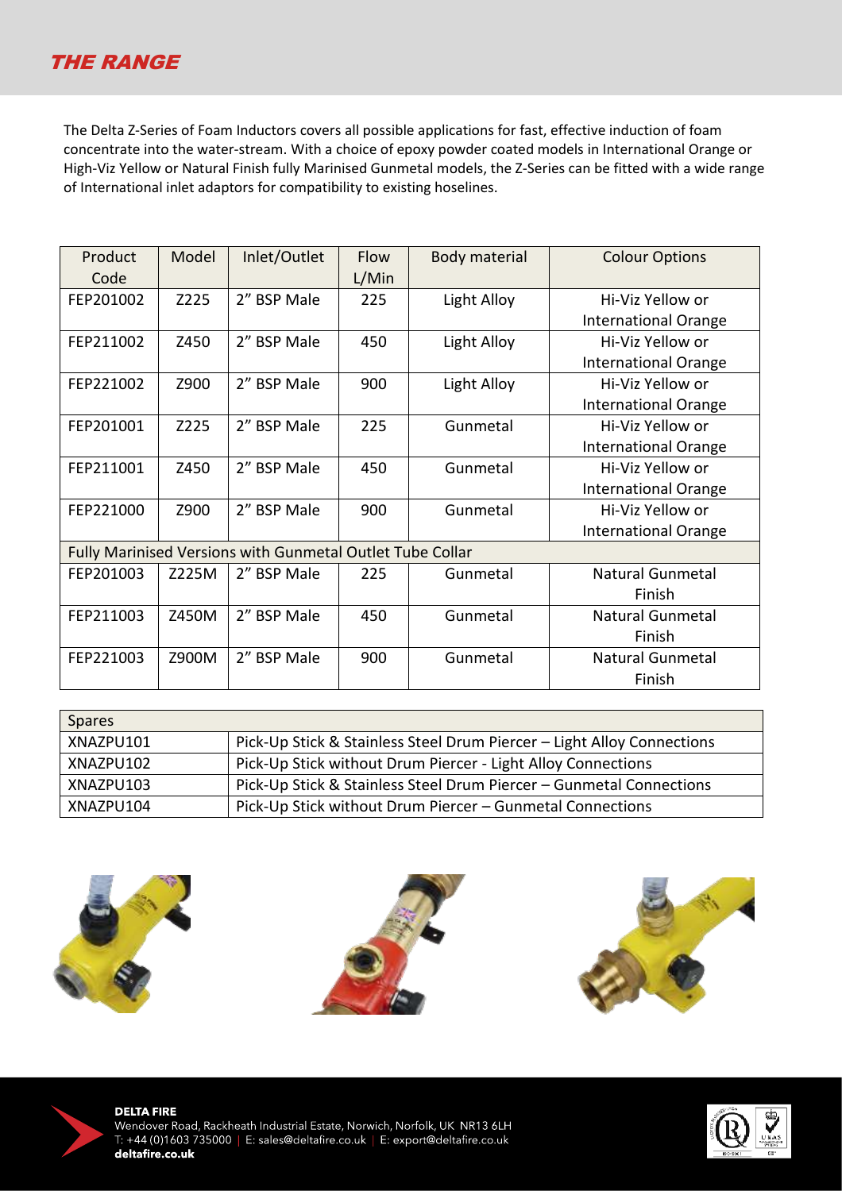# THE RANGE

The Delta Z-Series of Foam Inductors covers all possible applications for fast, effective induction of foam concentrate into the water-stream. With a choice of epoxy powder coated models in International Orange or High-Viz Yellow or Natural Finish fully Marinised Gunmetal models, the Z-Series can be fitted with a wide range of International inlet adaptors for compatibility to existing hoselines.

| Product Code | Model | Inlet/Outlet | Flow L/Min | Body material | Colour Options |
|---|---|---|---|---|---|
| FEP201002 | Z225 | 2" BSP Male | 225 | Light Alloy | Hi-Viz Yellow or International Orange |
| FEP211002 | Z450 | 2" BSP Male | 450 | Light Alloy | Hi-Viz Yellow or International Orange |
| FEP221002 | Z900 | 2" BSP Male | 900 | Light Alloy | Hi-Viz Yellow or International Orange |
| FEP201001 | Z225 | 2" BSP Male | 225 | Gunmetal | Hi-Viz Yellow or International Orange |
| FEP211001 | Z450 | 2" BSP Male | 450 | Gunmetal | Hi-Viz Yellow or International Orange |
| FEP221000 | Z900 | 2" BSP Male | 900 | Gunmetal | Hi-Viz Yellow or International Orange |
| Fully Marinised Versions with Gunmetal Outlet Tube Collar | | | | | |
| FEP201003 | Z225M | 2" BSP Male | 225 | Gunmetal | Natural Gunmetal Finish |
| FEP211003 | Z450M | 2" BSP Male | 450 | Gunmetal | Natural Gunmetal Finish |
| FEP221003 | Z900M | 2" BSP Male | 900 | Gunmetal | Natural Gunmetal Finish |

| Spares | |
|---|---|
| XNAZPU101 | Pick-Up Stick & Stainless Steel Drum Piercer – Light Alloy Connections |
| XNAZPU102 | Pick-Up Stick without Drum Piercer - Light Alloy Connections |
| XNAZPU103 | Pick-Up Stick & Stainless Steel Drum Piercer – Gunmetal Connections |
| XNAZPU104 | Pick-Up Stick without Drum Piercer – Gunmetal Connections |

**DELTA FIRE**
Wendover Road, Rackheath Industrial Estate, Norwich, Norfolk, UK NR13 6LH
T: +44 (0)1603 735000 | E: sales@deltafire.co.uk | E: export@deltafire.co.uk
**deltafire.co.uk**